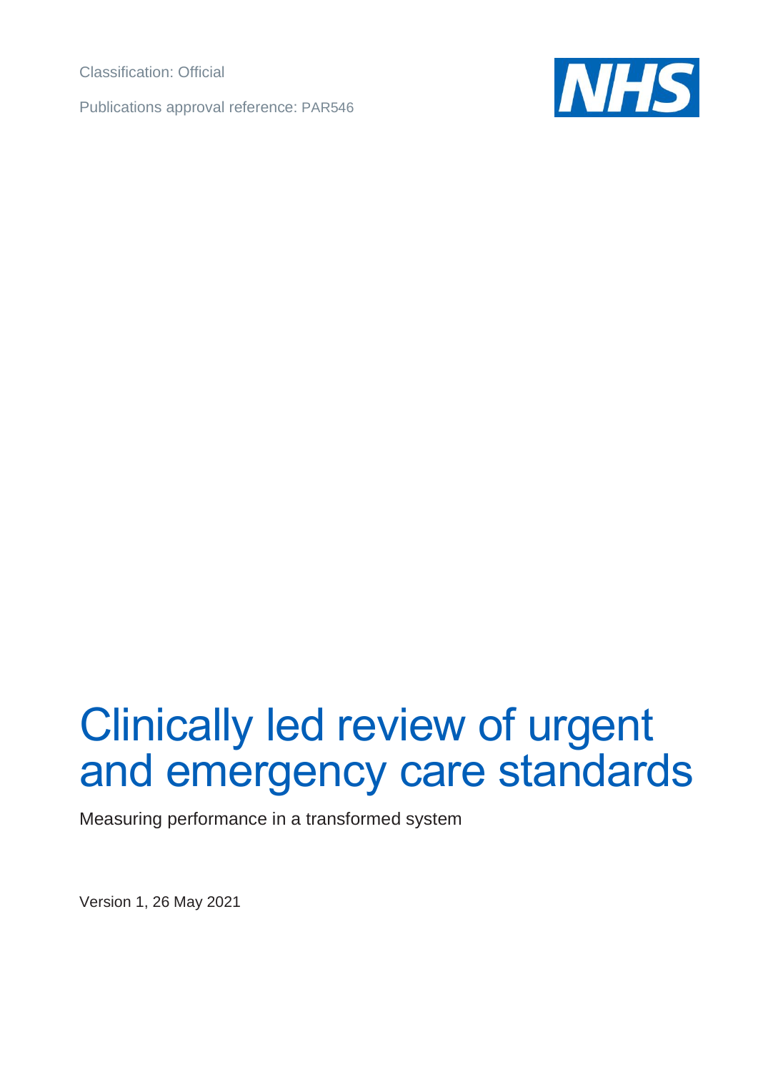Classification: Official

Publications approval reference: PAR546

NHS

# Clinically led review of urgent and emergency care standards

Measuring performance in a transformed system

Version 1, 26 May 2021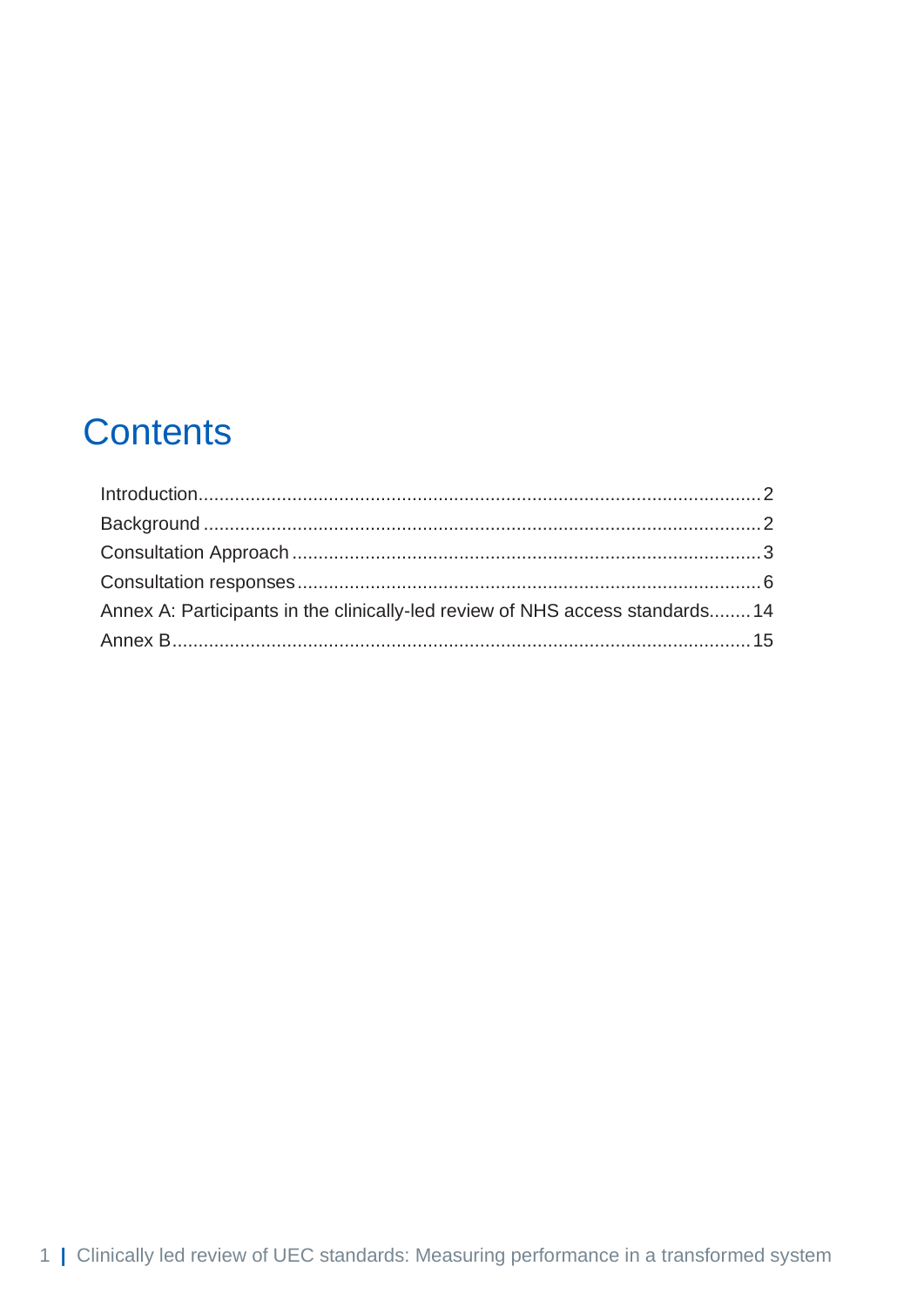# Contents

Introduction........................................................................................................2

Background........................................................................................................2

Consultation Approach........................................................................................3

Consultation responses........................................................................................6

Annex A: Participants in the clinically-led review of NHS access standards........14

Annex B............................................................................................................15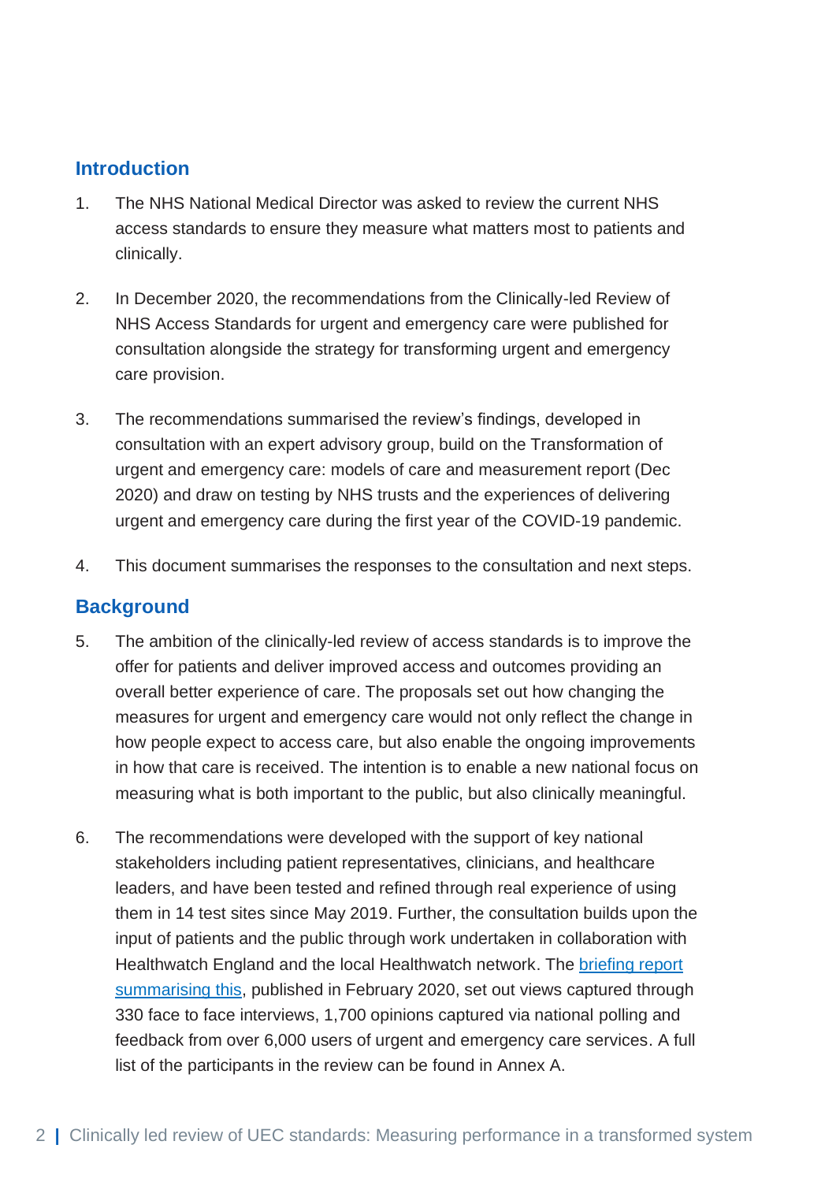## Introduction

1. The NHS National Medical Director was asked to review the current NHS access standards to ensure they measure what matters most to patients and clinically.

2. In December 2020, the recommendations from the Clinically-led Review of NHS Access Standards for urgent and emergency care were published for consultation alongside the strategy for transforming urgent and emergency care provision.

3. The recommendations summarised the review's findings, developed in consultation with an expert advisory group, build on the Transformation of urgent and emergency care: models of care and measurement report (Dec 2020) and draw on testing by NHS trusts and the experiences of delivering urgent and emergency care during the first year of the COVID-19 pandemic.

4. This document summarises the responses to the consultation and next steps.

## Background

5. The ambition of the clinically-led review of access standards is to improve the offer for patients and deliver improved access and outcomes providing an overall better experience of care. The proposals set out how changing the measures for urgent and emergency care would not only reflect the change in how people expect to access care, but also enable the ongoing improvements in how that care is received. The intention is to enable a new national focus on measuring what is both important to the public, but also clinically meaningful.

6. The recommendations were developed with the support of key national stakeholders including patient representatives, clinicians, and healthcare leaders, and have been tested and refined through real experience of using them in 14 test sites since May 2019. Further, the consultation builds upon the input of patients and the public through work undertaken in collaboration with Healthwatch England and the local Healthwatch network. The briefing report summarising this, published in February 2020, set out views captured through 330 face to face interviews, 1,700 opinions captured via national polling and feedback from over 6,000 users of urgent and emergency care services. A full list of the participants in the review can be found in Annex A.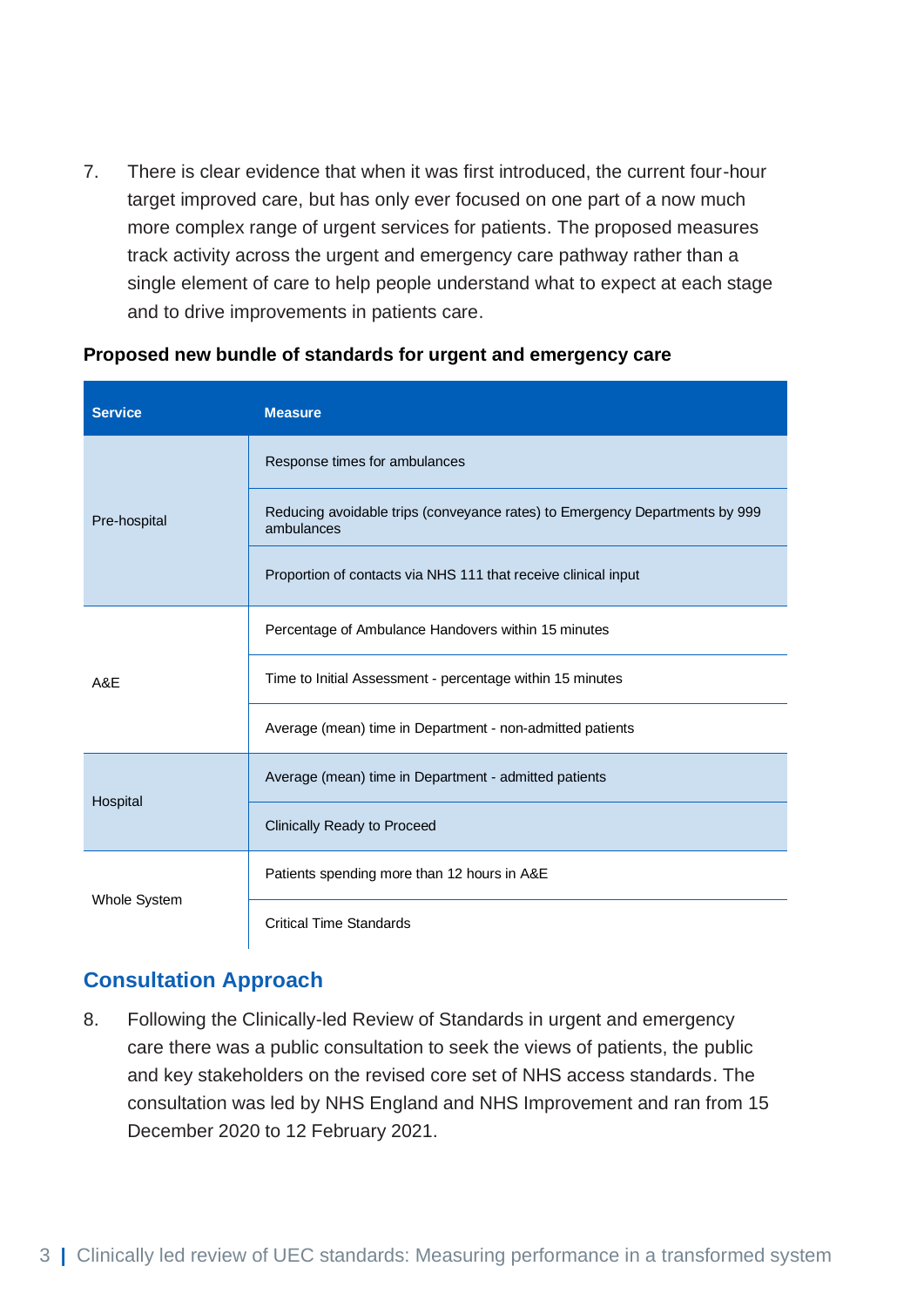7. There is clear evidence that when it was first introduced, the current four-hour target improved care, but has only ever focused on one part of a now much more complex range of urgent services for patients. The proposed measures track activity across the urgent and emergency care pathway rather than a single element of care to help people understand what to expect at each stage and to drive improvements in patients care.

**Proposed new bundle of standards for urgent and emergency care**

| Service | Measure |
|---|---|
| Pre-hospital | Response times for ambulances |
| | Reducing avoidable trips (conveyance rates) to Emergency Departments by 999 ambulances |
| | Proportion of contacts via NHS 111 that receive clinical input |
| A&E | Percentage of Ambulance Handovers within 15 minutes |
| | Time to Initial Assessment - percentage within 15 minutes |
| | Average (mean) time in Department - non-admitted patients |
| Hospital | Average (mean) time in Department - admitted patients |
| | Clinically Ready to Proceed |
| Whole System | Patients spending more than 12 hours in A&E |
| | Critical Time Standards |

## Consultation Approach

8. Following the Clinically-led Review of Standards in urgent and emergency care there was a public consultation to seek the views of patients, the public and key stakeholders on the revised core set of NHS access standards. The consultation was led by NHS England and NHS Improvement and ran from 15 December 2020 to 12 February 2021.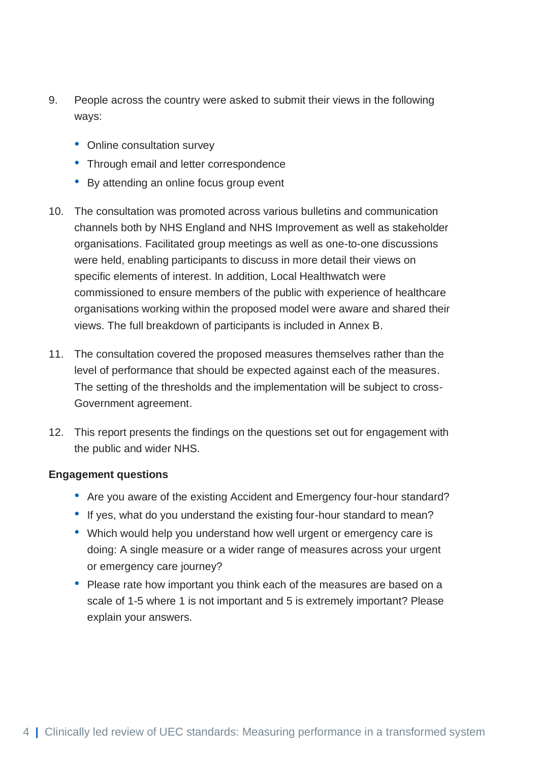9. People across the country were asked to submit their views in the following ways:

   - Online consultation survey
   - Through email and letter correspondence
   - By attending an online focus group event

10. The consultation was promoted across various bulletins and communication channels both by NHS England and NHS Improvement as well as stakeholder organisations. Facilitated group meetings as well as one-to-one discussions were held, enabling participants to discuss in more detail their views on specific elements of interest. In addition, Local Healthwatch were commissioned to ensure members of the public with experience of healthcare organisations working within the proposed model were aware and shared their views. The full breakdown of participants is included in Annex B.

11. The consultation covered the proposed measures themselves rather than the level of performance that should be expected against each of the measures. The setting of the thresholds and the implementation will be subject to cross-Government agreement.

12. This report presents the findings on the questions set out for engagement with the public and wider NHS.

**Engagement questions**

- Are you aware of the existing Accident and Emergency four-hour standard?
- If yes, what do you understand the existing four-hour standard to mean?
- Which would help you understand how well urgent or emergency care is doing: A single measure or a wider range of measures across your urgent or emergency care journey?
- Please rate how important you think each of the measures are based on a scale of 1-5 where 1 is not important and 5 is extremely important? Please explain your answers.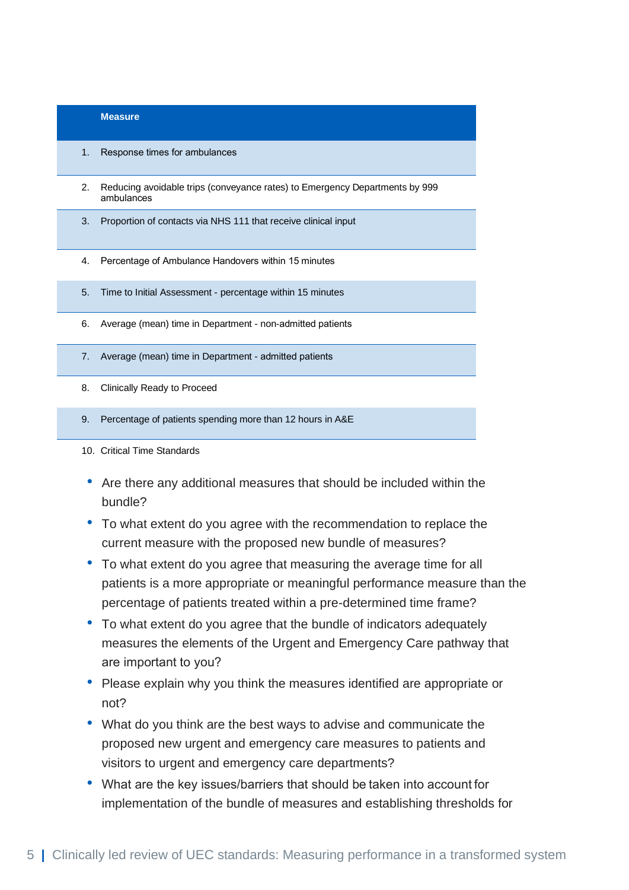| | Measure |
|---|---|
| 1. | Response times for ambulances |
| 2. | Reducing avoidable trips (conveyance rates) to Emergency Departments by 999 ambulances |
| 3. | Proportion of contacts via NHS 111 that receive clinical input |
| 4. | Percentage of Ambulance Handovers within 15 minutes |
| 5. | Time to Initial Assessment - percentage within 15 minutes |
| 6. | Average (mean) time in Department - non-admitted patients |
| 7. | Average (mean) time in Department - admitted patients |
| 8. | Clinically Ready to Proceed |
| 9. | Percentage of patients spending more than 12 hours in A&E |
| 10. | Critical Time Standards |

- Are there any additional measures that should be included within the bundle?
- To what extent do you agree with the recommendation to replace the current measure with the proposed new bundle of measures?
- To what extent do you agree that measuring the average time for all patients is a more appropriate or meaningful performance measure than the percentage of patients treated within a pre-determined time frame?
- To what extent do you agree that the bundle of indicators adequately measures the elements of the Urgent and Emergency Care pathway that are important to you?
- Please explain why you think the measures identified are appropriate or not?
- What do you think are the best ways to advise and communicate the proposed new urgent and emergency care measures to patients and visitors to urgent and emergency care departments?
- What are the key issues/barriers that should be taken into account for implementation of the bundle of measures and establishing thresholds for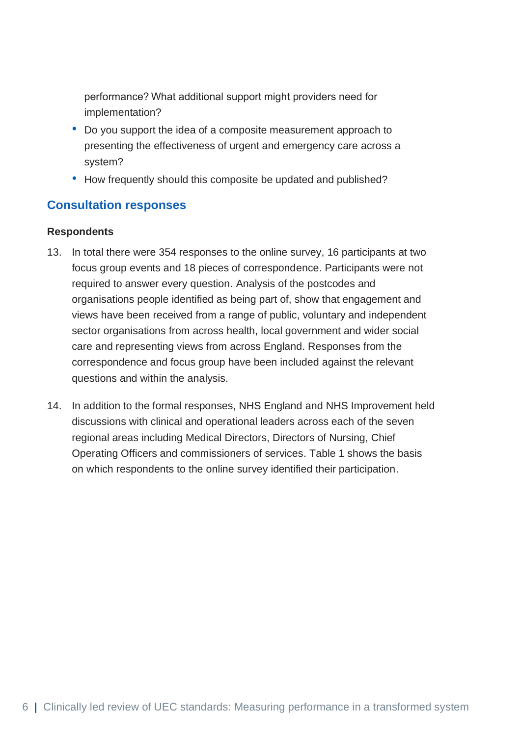performance? What additional support might providers need for implementation?

- Do you support the idea of a composite measurement approach to presenting the effectiveness of urgent and emergency care across a system?
- How frequently should this composite be updated and published?

## Consultation responses

**Respondents**

13. In total there were 354 responses to the online survey, 16 participants at two focus group events and 18 pieces of correspondence. Participants were not required to answer every question. Analysis of the postcodes and organisations people identified as being part of, show that engagement and views have been received from a range of public, voluntary and independent sector organisations from across health, local government and wider social care and representing views from across England. Responses from the correspondence and focus group have been included against the relevant questions and within the analysis.

14. In addition to the formal responses, NHS England and NHS Improvement held discussions with clinical and operational leaders across each of the seven regional areas including Medical Directors, Directors of Nursing, Chief Operating Officers and commissioners of services. Table 1 shows the basis on which respondents to the online survey identified their participation.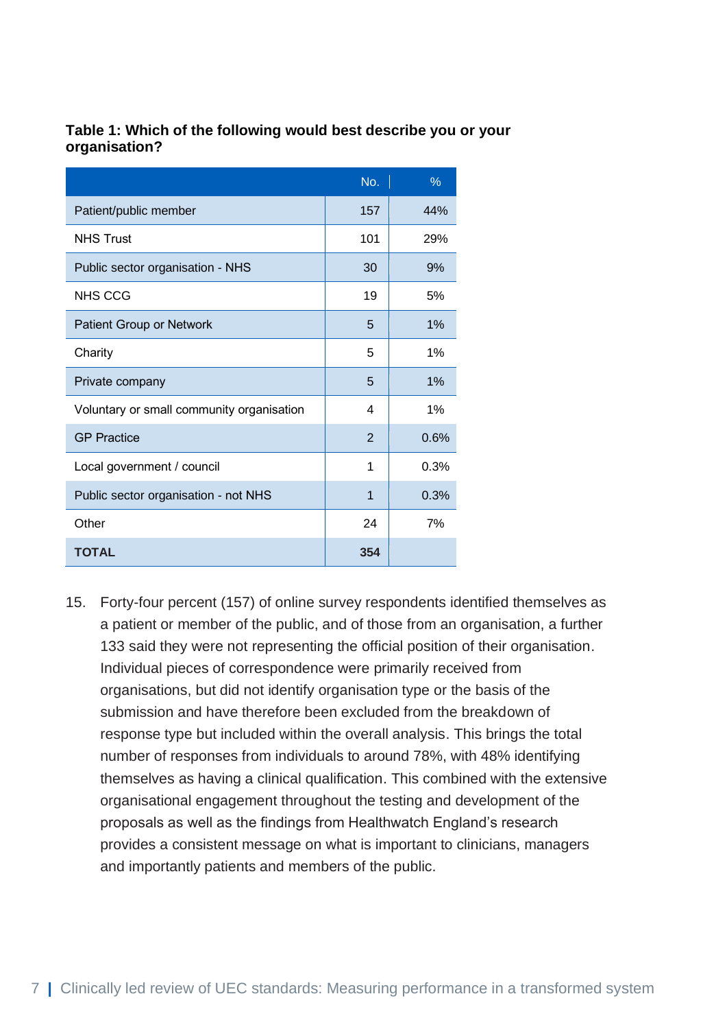**Table 1: Which of the following would best describe you or your organisation?**

| | No. | % |
|---|---|---|
| Patient/public member | 157 | 44% |
| NHS Trust | 101 | 29% |
| Public sector organisation - NHS | 30 | 9% |
| NHS CCG | 19 | 5% |
| Patient Group or Network | 5 | 1% |
| Charity | 5 | 1% |
| Private company | 5 | 1% |
| Voluntary or small community organisation | 4 | 1% |
| GP Practice | 2 | 0.6% |
| Local government / council | 1 | 0.3% |
| Public sector organisation - not NHS | 1 | 0.3% |
| Other | 24 | 7% |
| **TOTAL** | **354** | |

15. Forty-four percent (157) of online survey respondents identified themselves as a patient or member of the public, and of those from an organisation, a further 133 said they were not representing the official position of their organisation. Individual pieces of correspondence were primarily received from organisations, but did not identify organisation type or the basis of the submission and have therefore been excluded from the breakdown of response type but included within the overall analysis. This brings the total number of responses from individuals to around 78%, with 48% identifying themselves as having a clinical qualification. This combined with the extensive organisational engagement throughout the testing and development of the proposals as well as the findings from Healthwatch England's research provides a consistent message on what is important to clinicians, managers and importantly patients and members of the public.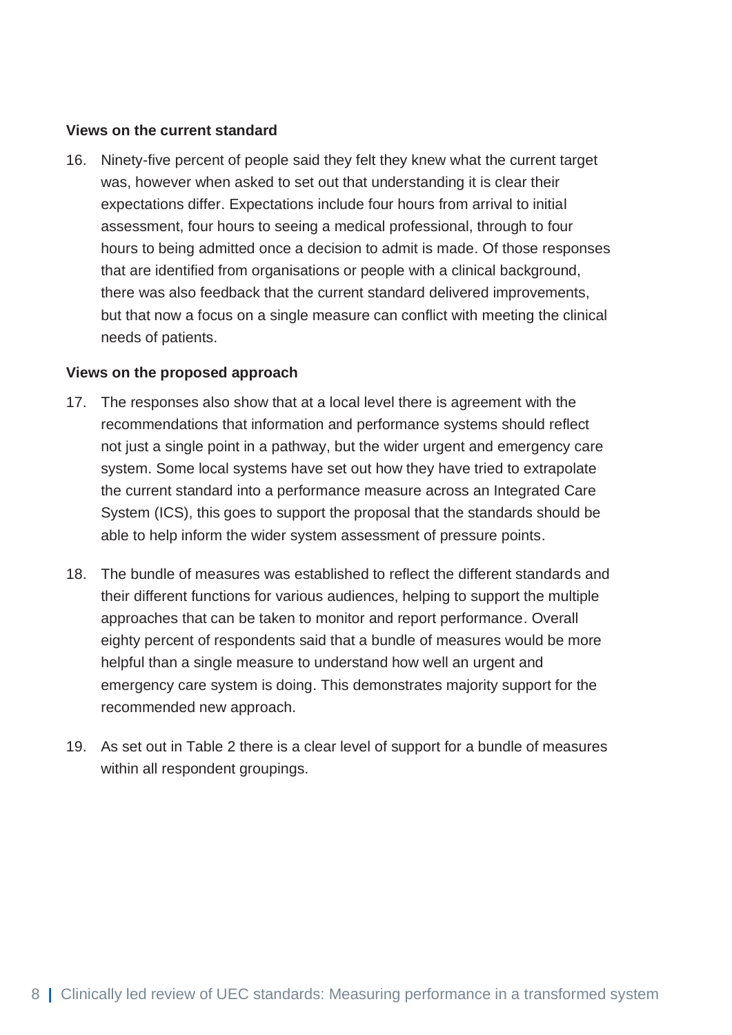**Views on the current standard**

16. Ninety-five percent of people said they felt they knew what the current target was, however when asked to set out that understanding it is clear their expectations differ. Expectations include four hours from arrival to initial assessment, four hours to seeing a medical professional, through to four hours to being admitted once a decision to admit is made. Of those responses that are identified from organisations or people with a clinical background, there was also feedback that the current standard delivered improvements, but that now a focus on a single measure can conflict with meeting the clinical needs of patients.

**Views on the proposed approach**

17. The responses also show that at a local level there is agreement with the recommendations that information and performance systems should reflect not just a single point in a pathway, but the wider urgent and emergency care system. Some local systems have set out how they have tried to extrapolate the current standard into a performance measure across an Integrated Care System (ICS), this goes to support the proposal that the standards should be able to help inform the wider system assessment of pressure points.

18. The bundle of measures was established to reflect the different standards and their different functions for various audiences, helping to support the multiple approaches that can be taken to monitor and report performance. Overall eighty percent of respondents said that a bundle of measures would be more helpful than a single measure to understand how well an urgent and emergency care system is doing. This demonstrates majority support for the recommended new approach.

19. As set out in Table 2 there is a clear level of support for a bundle of measures within all respondent groupings.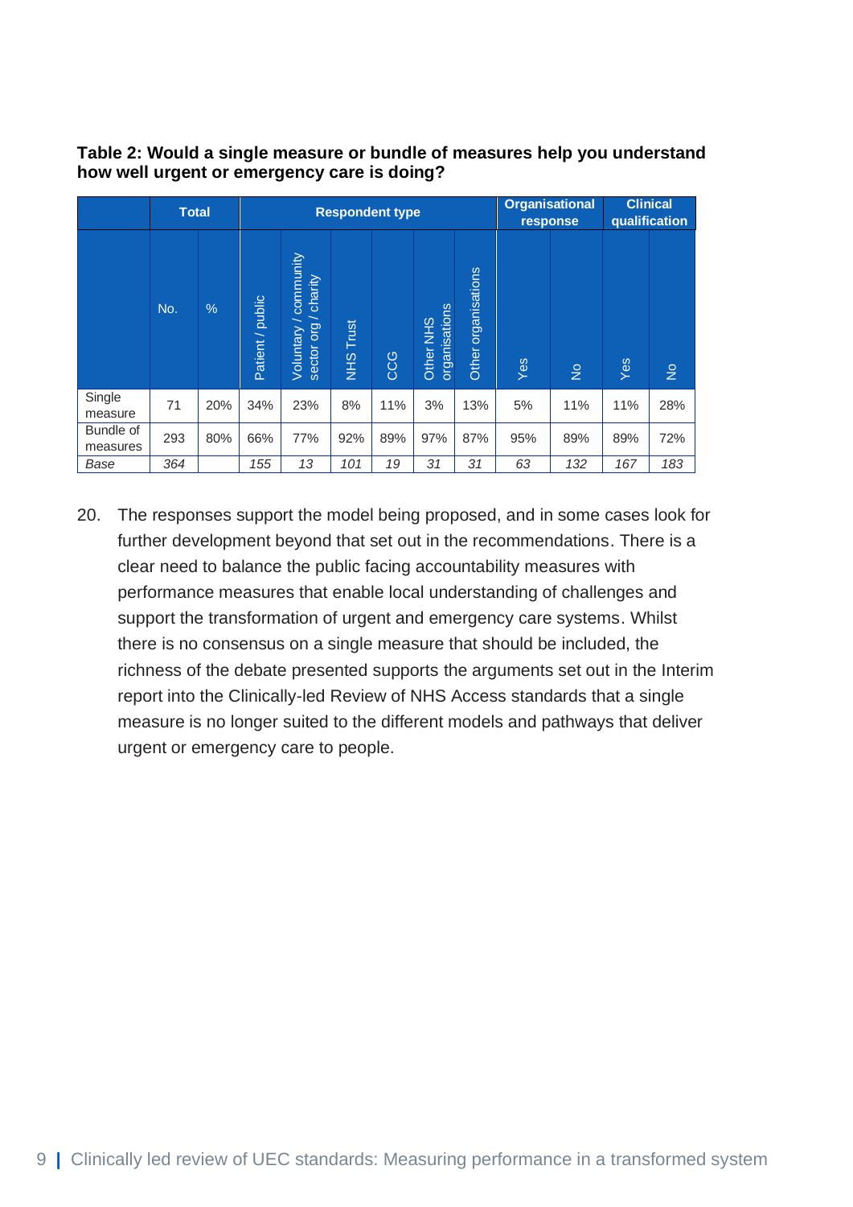**Table 2: Would a single measure or bundle of measures help you understand how well urgent or emergency care is doing?**

| | Total | | Respondent type | | | | | | Organisational response | | Clinical qualification | |
|---|---|---|---|---|---|---|---|---|---|---|---|---|
| | No. | % | Patient / public | Voluntary / community sector org / charity | NHS Trust | CCG | Other NHS organisations | Other organisations | Yes | No | Yes | No |
| Single measure | 71 | 20% | 34% | 23% | 8% | 11% | 3% | 13% | 5% | 11% | 11% | 28% |
| Bundle of measures | 293 | 80% | 66% | 77% | 92% | 89% | 97% | 87% | 95% | 89% | 89% | 72% |
| *Base* | *364* | | *155* | *13* | *101* | *19* | *31* | *31* | *63* | *132* | *167* | *183* |

20. The responses support the model being proposed, and in some cases look for further development beyond that set out in the recommendations. There is a clear need to balance the public facing accountability measures with performance measures that enable local understanding of challenges and support the transformation of urgent and emergency care systems. Whilst there is no consensus on a single measure that should be included, the richness of the debate presented supports the arguments set out in the Interim report into the Clinically-led Review of NHS Access standards that a single measure is no longer suited to the different models and pathways that deliver urgent or emergency care to people.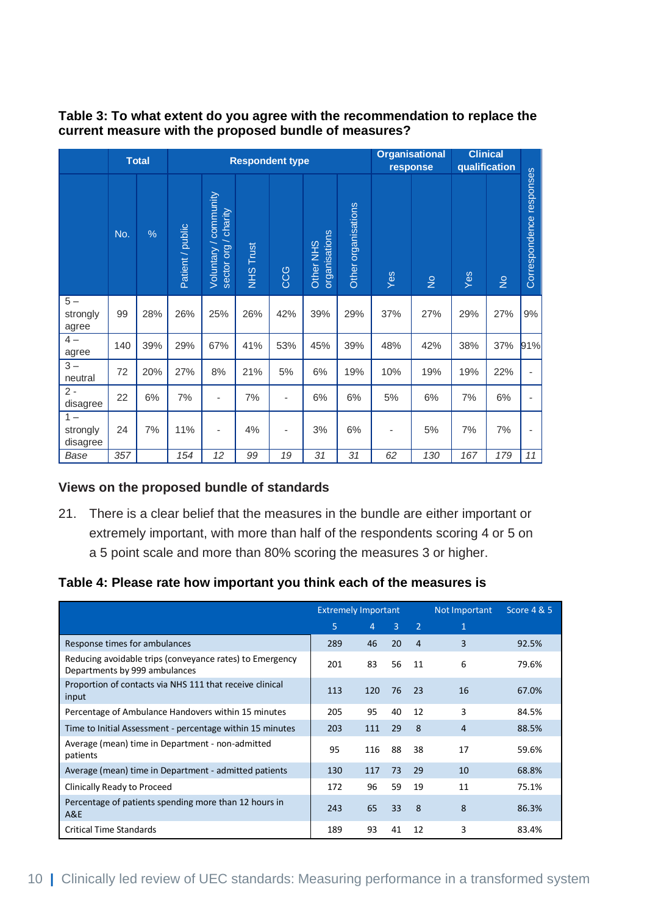**Table 3: To what extent do you agree with the recommendation to replace the current measure with the proposed bundle of measures?**

| | Total | | Respondent type | | | | | | Organisational response | | Clinical qualification | | |
|---|---|---|---|---|---|---|---|---|---|---|---|---|---|
| | No. | % | Patient / public | Voluntary / community sector org / charity | NHS Trust | CCG | Other NHS organisations | Other organisations | Yes | No | Yes | No | Correspondence responses |
| 5 – strongly agree | 99 | 28% | 26% | 25% | 26% | 42% | 39% | 29% | 37% | 27% | 29% | 27% | 9% |
| 4 – agree | 140 | 39% | 29% | 67% | 41% | 53% | 45% | 39% | 48% | 42% | 38% | 37% | 91% |
| 3 – neutral | 72 | 20% | 27% | 8% | 21% | 5% | 6% | 19% | 10% | 19% | 19% | 22% | - |
| 2 - disagree | 22 | 6% | 7% | - | 7% | - | 6% | 6% | 5% | 6% | 7% | 6% | - |
| 1 – strongly disagree | 24 | 7% | 11% | - | 4% | - | 3% | 6% | - | 5% | 7% | 7% | - |
| *Base* | *357* | | *154* | *12* | *99* | *19* | *31* | *31* | *62* | *130* | *167* | *179* | *11* |

### Views on the proposed bundle of standards

21. There is a clear belief that the measures in the bundle are either important or extremely important, with more than half of the respondents scoring 4 or 5 on a 5 point scale and more than 80% scoring the measures 3 or higher.

**Table 4: Please rate how important you think each of the measures is**

| | Extremely Important | | | | Not Important | Score 4 & 5 |
|---|---|---|---|---|---|---|
| | 5 | 4 | 3 | 2 | 1 | |
| Response times for ambulances | 289 | 46 | 20 | 4 | 3 | 92.5% |
| Reducing avoidable trips (conveyance rates) to Emergency Departments by 999 ambulances | 201 | 83 | 56 | 11 | 6 | 79.6% |
| Proportion of contacts via NHS 111 that receive clinical input | 113 | 120 | 76 | 23 | 16 | 67.0% |
| Percentage of Ambulance Handovers within 15 minutes | 205 | 95 | 40 | 12 | 3 | 84.5% |
| Time to Initial Assessment - percentage within 15 minutes | 203 | 111 | 29 | 8 | 4 | 88.5% |
| Average (mean) time in Department - non-admitted patients | 95 | 116 | 88 | 38 | 17 | 59.6% |
| Average (mean) time in Department - admitted patients | 130 | 117 | 73 | 29 | 10 | 68.8% |
| Clinically Ready to Proceed | 172 | 96 | 59 | 19 | 11 | 75.1% |
| Percentage of patients spending more than 12 hours in A&E | 243 | 65 | 33 | 8 | 8 | 86.3% |
| Critical Time Standards | 189 | 93 | 41 | 12 | 3 | 83.4% |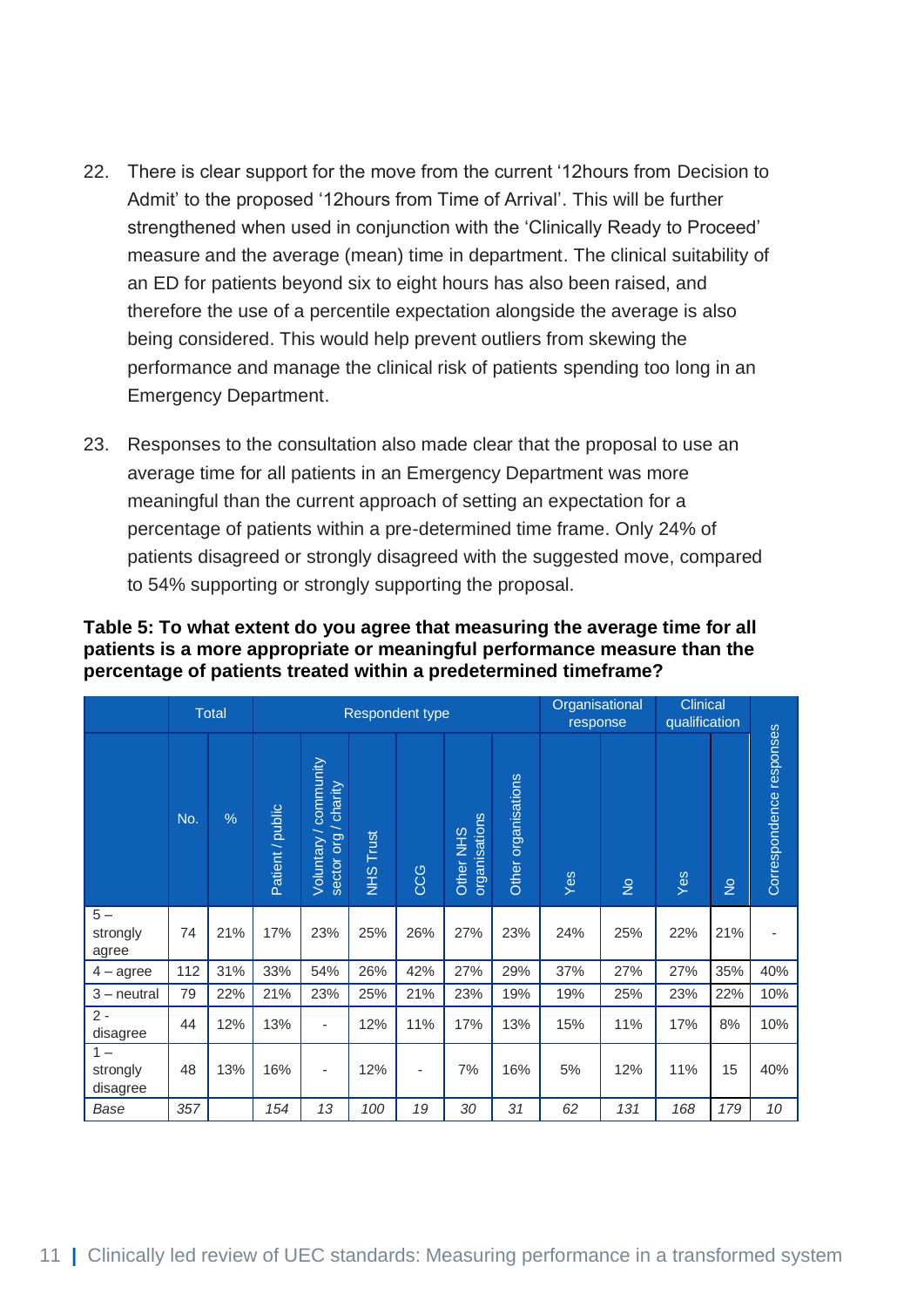22. There is clear support for the move from the current '12hours from Decision to Admit' to the proposed '12hours from Time of Arrival'. This will be further strengthened when used in conjunction with the 'Clinically Ready to Proceed' measure and the average (mean) time in department. The clinical suitability of an ED for patients beyond six to eight hours has also been raised, and therefore the use of a percentile expectation alongside the average is also being considered. This would help prevent outliers from skewing the performance and manage the clinical risk of patients spending too long in an Emergency Department.

23. Responses to the consultation also made clear that the proposal to use an average time for all patients in an Emergency Department was more meaningful than the current approach of setting an expectation for a percentage of patients within a pre-determined time frame. Only 24% of patients disagreed or strongly disagreed with the suggested move, compared to 54% supporting or strongly supporting the proposal.

**Table 5: To what extent do you agree that measuring the average time for all patients is a more appropriate or meaningful performance measure than the percentage of patients treated within a predetermined timeframe?**

| | Total | | Respondent type | | | | | | Organisational response | | Clinical qualification | | |
|---|---|---|---|---|---|---|---|---|---|---|---|---|---|
| | No. | % | Patient / public | Voluntary / community sector org / charity | NHS Trust | CCG | Other NHS organisations | Other organisations | Yes | No | Yes | No | Correspondence responses |
| 5 – strongly agree | 74 | 21% | 17% | 23% | 25% | 26% | 27% | 23% | 24% | 25% | 22% | 21% | - |
| 4 – agree | 112 | 31% | 33% | 54% | 26% | 42% | 27% | 29% | 37% | 27% | 27% | 35% | 40% |
| 3 – neutral | 79 | 22% | 21% | 23% | 25% | 21% | 23% | 19% | 19% | 25% | 23% | 22% | 10% |
| 2 - disagree | 44 | 12% | 13% | - | 12% | 11% | 17% | 13% | 15% | 11% | 17% | 8% | 10% |
| 1 – strongly disagree | 48 | 13% | 16% | - | 12% | - | 7% | 16% | 5% | 12% | 11% | 15 | 40% |
| *Base* | *357* | | *154* | *13* | *100* | *19* | *30* | *31* | *62* | *131* | *168* | *179* | *10* |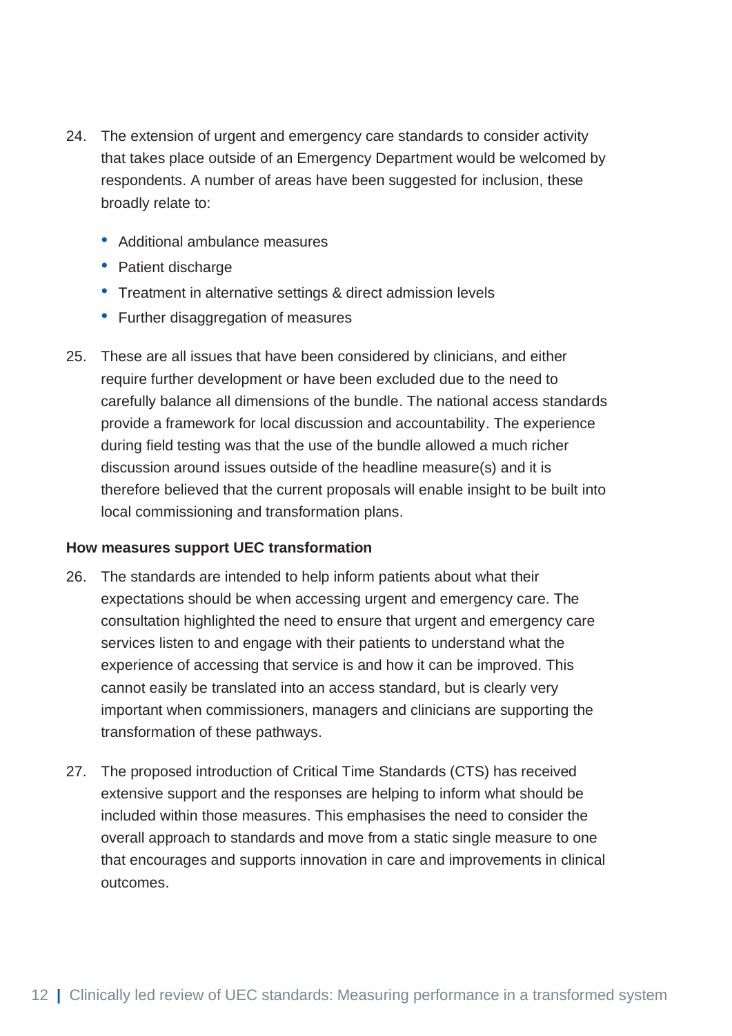24. The extension of urgent and emergency care standards to consider activity that takes place outside of an Emergency Department would be welcomed by respondents. A number of areas have been suggested for inclusion, these broadly relate to:

    - Additional ambulance measures
    - Patient discharge
    - Treatment in alternative settings & direct admission levels
    - Further disaggregation of measures

25. These are all issues that have been considered by clinicians, and either require further development or have been excluded due to the need to carefully balance all dimensions of the bundle. The national access standards provide a framework for local discussion and accountability. The experience during field testing was that the use of the bundle allowed a much richer discussion around issues outside of the headline measure(s) and it is therefore believed that the current proposals will enable insight to be built into local commissioning and transformation plans.

**How measures support UEC transformation**

26. The standards are intended to help inform patients about what their expectations should be when accessing urgent and emergency care. The consultation highlighted the need to ensure that urgent and emergency care services listen to and engage with their patients to understand what the experience of accessing that service is and how it can be improved. This cannot easily be translated into an access standard, but is clearly very important when commissioners, managers and clinicians are supporting the transformation of these pathways.

27. The proposed introduction of Critical Time Standards (CTS) has received extensive support and the responses are helping to inform what should be included within those measures. This emphasises the need to consider the overall approach to standards and move from a static single measure to one that encourages and supports innovation in care and improvements in clinical outcomes.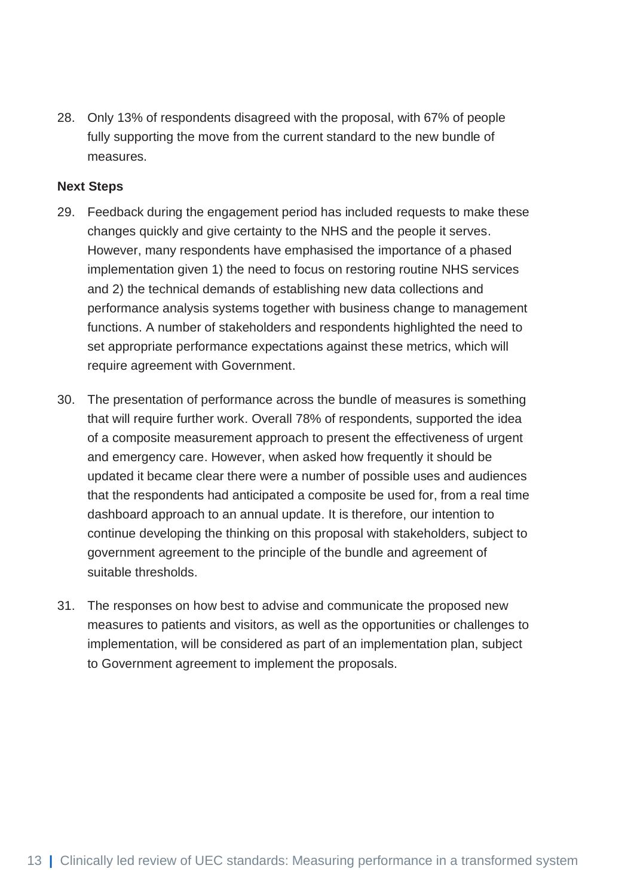28. Only 13% of respondents disagreed with the proposal, with 67% of people fully supporting the move from the current standard to the new bundle of measures.

**Next Steps**

29. Feedback during the engagement period has included requests to make these changes quickly and give certainty to the NHS and the people it serves. However, many respondents have emphasised the importance of a phased implementation given 1) the need to focus on restoring routine NHS services and 2) the technical demands of establishing new data collections and performance analysis systems together with business change to management functions. A number of stakeholders and respondents highlighted the need to set appropriate performance expectations against these metrics, which will require agreement with Government.

30. The presentation of performance across the bundle of measures is something that will require further work. Overall 78% of respondents, supported the idea of a composite measurement approach to present the effectiveness of urgent and emergency care. However, when asked how frequently it should be updated it became clear there were a number of possible uses and audiences that the respondents had anticipated a composite be used for, from a real time dashboard approach to an annual update. It is therefore, our intention to continue developing the thinking on this proposal with stakeholders, subject to government agreement to the principle of the bundle and agreement of suitable thresholds.

31. The responses on how best to advise and communicate the proposed new measures to patients and visitors, as well as the opportunities or challenges to implementation, will be considered as part of an implementation plan, subject to Government agreement to implement the proposals.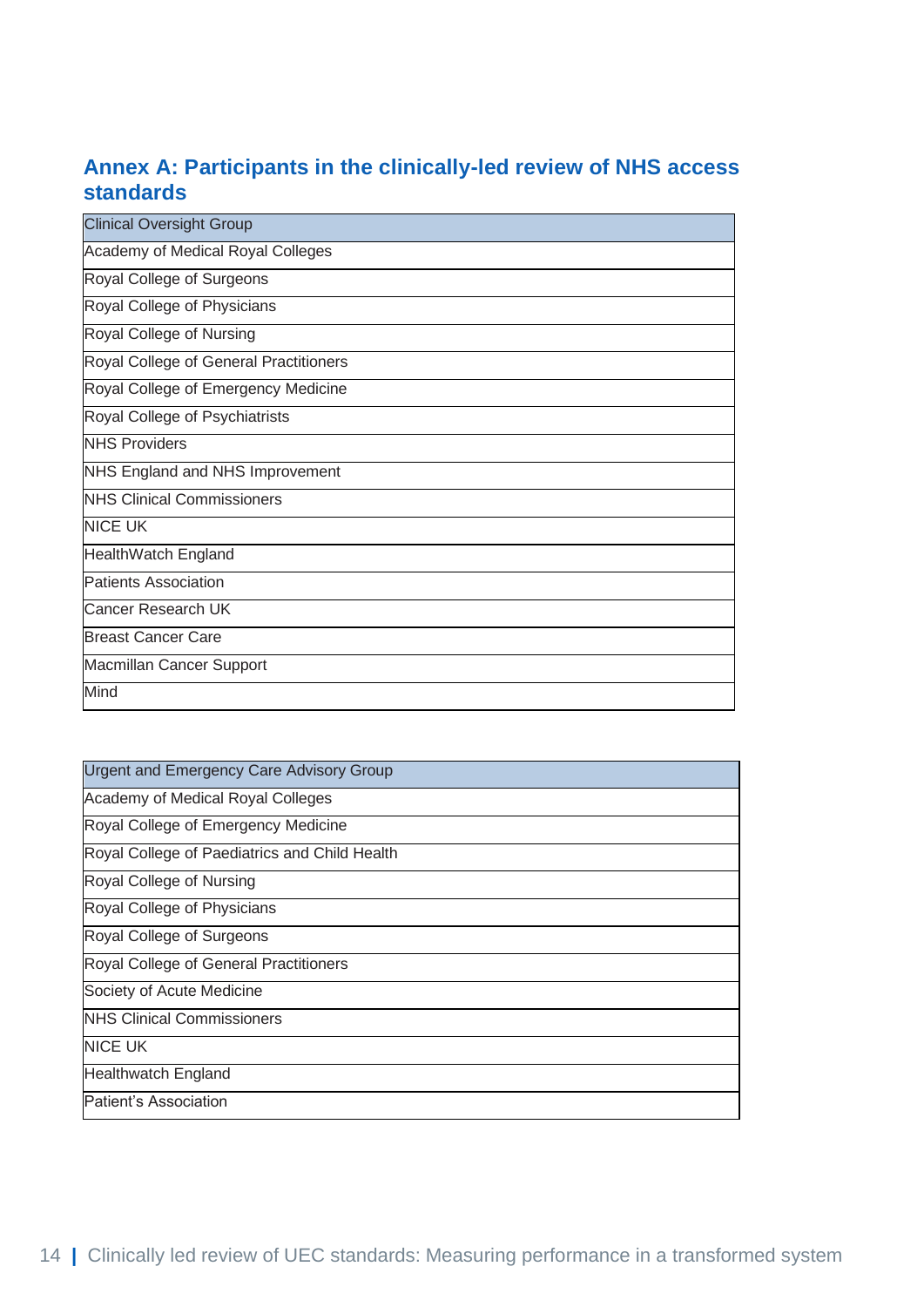## Annex A: Participants in the clinically-led review of NHS access standards

| Clinical Oversight Group |
| --- |
| Academy of Medical Royal Colleges |
| Royal College of Surgeons |
| Royal College of Physicians |
| Royal College of Nursing |
| Royal College of General Practitioners |
| Royal College of Emergency Medicine |
| Royal College of Psychiatrists |
| NHS Providers |
| NHS England and NHS Improvement |
| NHS Clinical Commissioners |
| NICE UK |
| HealthWatch England |
| Patients Association |
| Cancer Research UK |
| Breast Cancer Care |
| Macmillan Cancer Support |
| Mind |

| Urgent and Emergency Care Advisory Group |
| --- |
| Academy of Medical Royal Colleges |
| Royal College of Emergency Medicine |
| Royal College of Paediatrics and Child Health |
| Royal College of Nursing |
| Royal College of Physicians |
| Royal College of Surgeons |
| Royal College of General Practitioners |
| Society of Acute Medicine |
| NHS Clinical Commissioners |
| NICE UK |
| Healthwatch England |
| Patient's Association |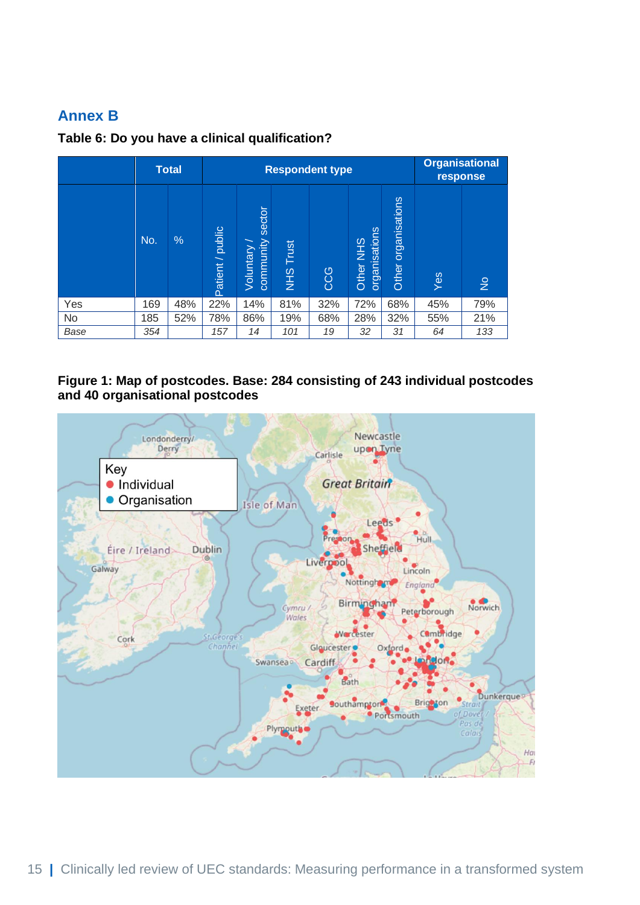## Annex B

**Table 6: Do you have a clinical qualification?**

| | Total | | Respondent type | | | | | | Organisational response | |
|---|---|---|---|---|---|---|---|---|---|---|
| | No. | % | Patient / public | Voluntary / community sector | NHS Trust | CCG | Other NHS organisations | Other organisations | Yes | No |
| Yes | 169 | 48% | 22% | 14% | 81% | 32% | 72% | 68% | 45% | 79% |
| No | 185 | 52% | 78% | 86% | 19% | 68% | 28% | 32% | 55% | 21% |
| *Base* | *354* | | *157* | *14* | *101* | *19* | *32* | *31* | *64* | *133* |

**Figure 1: Map of postcodes. Base: 284 consisting of 243 individual postcodes and 40 organisational postcodes**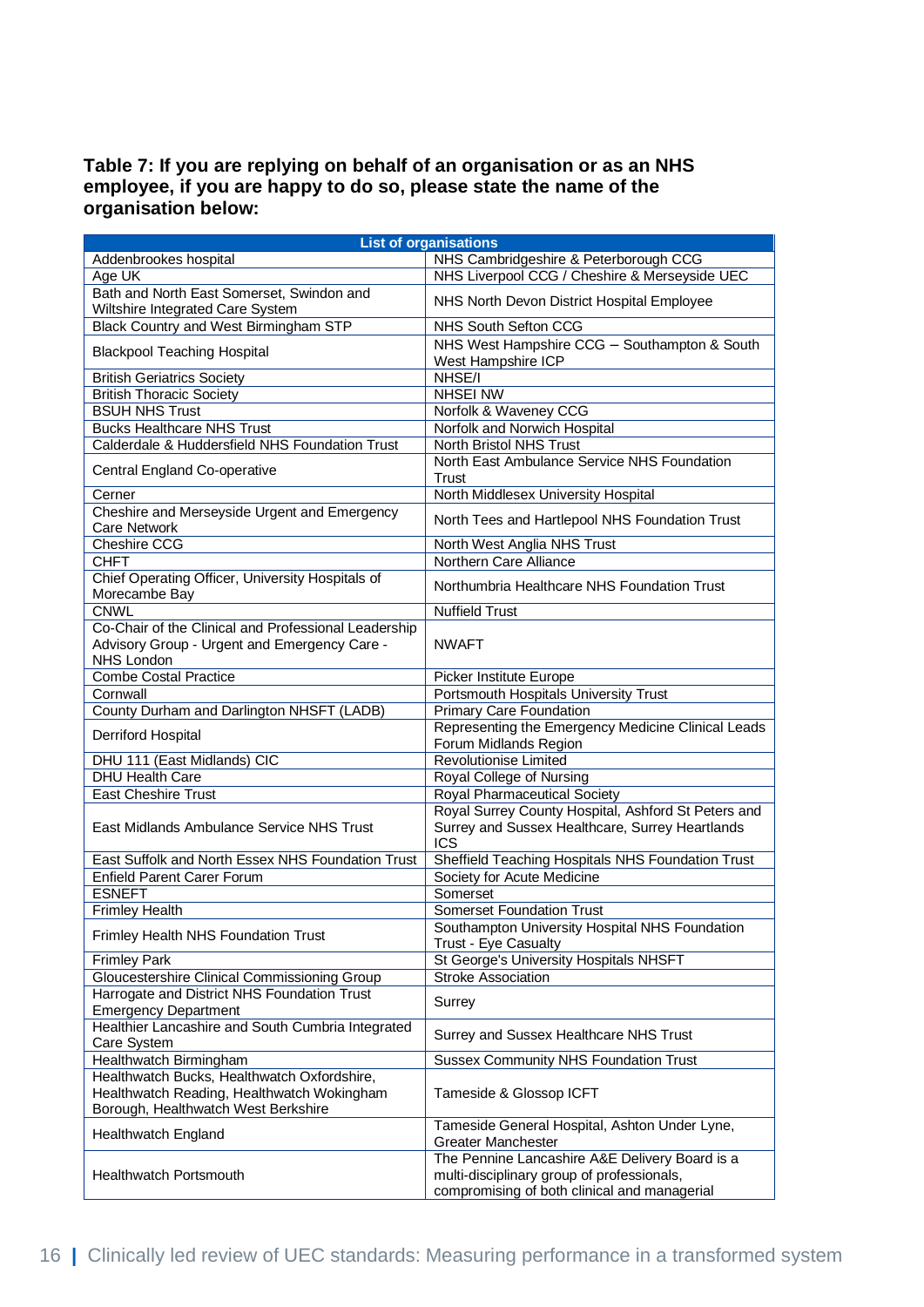**Table 7: If you are replying on behalf of an organisation or as an NHS employee, if you are happy to do so, please state the name of the organisation below:**

| List of organisations | |
|---|---|
| Addenbrookes hospital | NHS Cambridgeshire & Peterborough CCG |
| Age UK | NHS Liverpool CCG / Cheshire & Merseyside UEC |
| Bath and North East Somerset, Swindon and Wiltshire Integrated Care System | NHS North Devon District Hospital Employee |
| Black Country and West Birmingham STP | NHS South Sefton CCG |
| Blackpool Teaching Hospital | NHS West Hampshire CCG – Southampton & South West Hampshire ICP |
| British Geriatrics Society | NHSE/I |
| British Thoracic Society | NHSEI NW |
| BSUH NHS Trust | Norfolk & Waveney CCG |
| Bucks Healthcare NHS Trust | Norfolk and Norwich Hospital |
| Calderdale & Huddersfield NHS Foundation Trust | North Bristol NHS Trust |
| Central England Co-operative | North East Ambulance Service NHS Foundation Trust |
| Cerner | North Middlesex University Hospital |
| Cheshire and Merseyside Urgent and Emergency Care Network | North Tees and Hartlepool NHS Foundation Trust |
| Cheshire CCG | North West Anglia NHS Trust |
| CHFT | Northern Care Alliance |
| Chief Operating Officer, University Hospitals of Morecambe Bay | Northumbria Healthcare NHS Foundation Trust |
| CNWL | Nuffield Trust |
| Co-Chair of the Clinical and Professional Leadership Advisory Group - Urgent and Emergency Care - NHS London | NWAFT |
| Combe Costal Practice | Picker Institute Europe |
| Cornwall | Portsmouth Hospitals University Trust |
| County Durham and Darlington NHSFT (LADB) | Primary Care Foundation |
| Derriford Hospital | Representing the Emergency Medicine Clinical Leads Forum Midlands Region |
| DHU 111 (East Midlands) CIC | Revolutionise Limited |
| DHU Health Care | Royal College of Nursing |
| East Cheshire Trust | Royal Pharmaceutical Society |
| East Midlands Ambulance Service NHS Trust | Royal Surrey County Hospital, Ashford St Peters and Surrey and Sussex Healthcare, Surrey Heartlands ICS |
| East Suffolk and North Essex NHS Foundation Trust | Sheffield Teaching Hospitals NHS Foundation Trust |
| Enfield Parent Carer Forum | Society for Acute Medicine |
| ESNEFT | Somerset |
| Frimley Health | Somerset Foundation Trust |
| Frimley Health NHS Foundation Trust | Southampton University Hospital NHS Foundation Trust - Eye Casualty |
| Frimley Park | St George's University Hospitals NHSFT |
| Gloucestershire Clinical Commissioning Group | Stroke Association |
| Harrogate and District NHS Foundation Trust Emergency Department | Surrey |
| Healthier Lancashire and South Cumbria Integrated Care System | Surrey and Sussex Healthcare NHS Trust |
| Healthwatch Birmingham | Sussex Community NHS Foundation Trust |
| Healthwatch Bucks, Healthwatch Oxfordshire, Healthwatch Reading, Healthwatch Wokingham Borough, Healthwatch West Berkshire | Tameside & Glossop ICFT |
| Healthwatch England | Tameside General Hospital, Ashton Under Lyne, Greater Manchester |
| Healthwatch Portsmouth | The Pennine Lancashire A&E Delivery Board is a multi-disciplinary group of professionals, compromising of both clinical and managerial |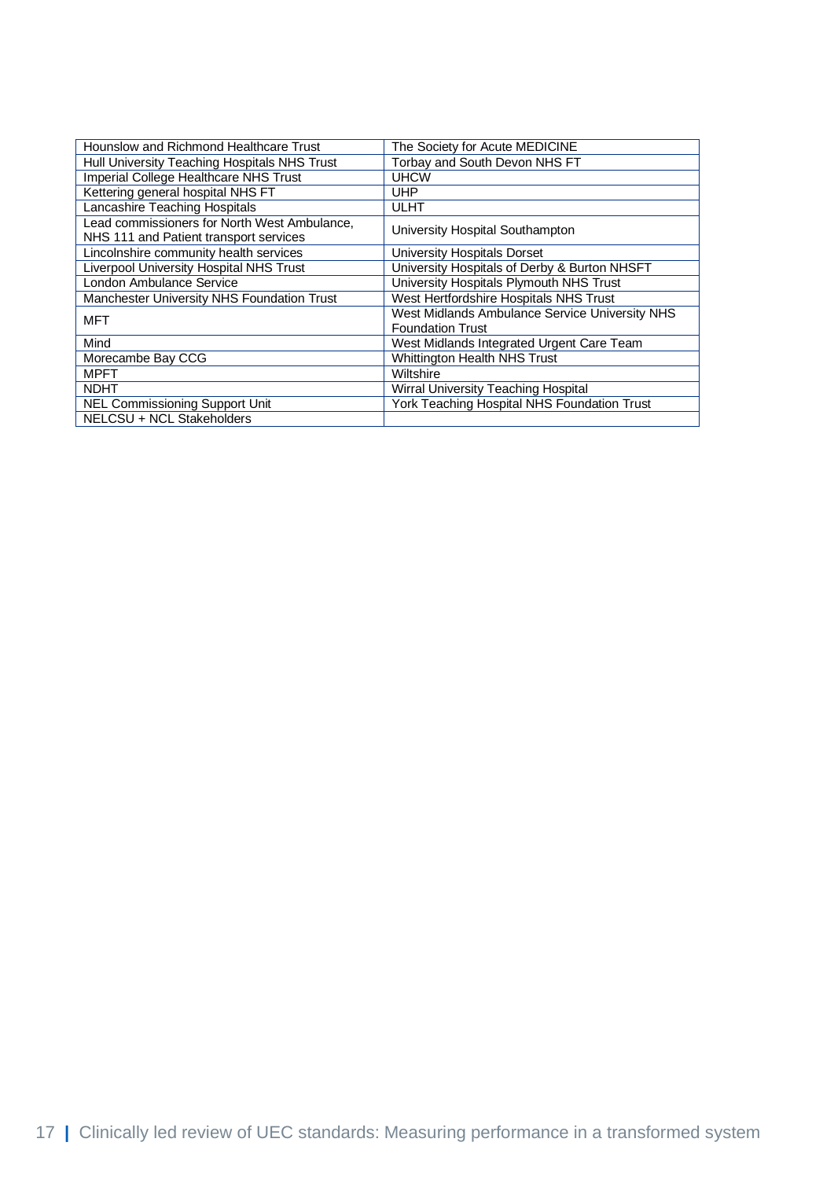| | |
|---|---|
| Hounslow and Richmond Healthcare Trust | The Society for Acute MEDICINE |
| Hull University Teaching Hospitals NHS Trust | Torbay and South Devon NHS FT |
| Imperial College Healthcare NHS Trust | UHCW |
| Kettering general hospital NHS FT | UHP |
| Lancashire Teaching Hospitals | ULHT |
| Lead commissioners for North West Ambulance, NHS 111 and Patient transport services | University Hospital Southampton |
| Lincolnshire community health services | University Hospitals Dorset |
| Liverpool University Hospital NHS Trust | University Hospitals of Derby & Burton NHSFT |
| London Ambulance Service | University Hospitals Plymouth NHS Trust |
| Manchester University NHS Foundation Trust | West Hertfordshire Hospitals NHS Trust |
| MFT | West Midlands Ambulance Service University NHS Foundation Trust |
| Mind | West Midlands Integrated Urgent Care Team |
| Morecambe Bay CCG | Whittington Health NHS Trust |
| MPFT | Wiltshire |
| NDHT | Wirral University Teaching Hospital |
| NEL Commissioning Support Unit | York Teaching Hospital NHS Foundation Trust |
| NELCSU + NCL Stakeholders | |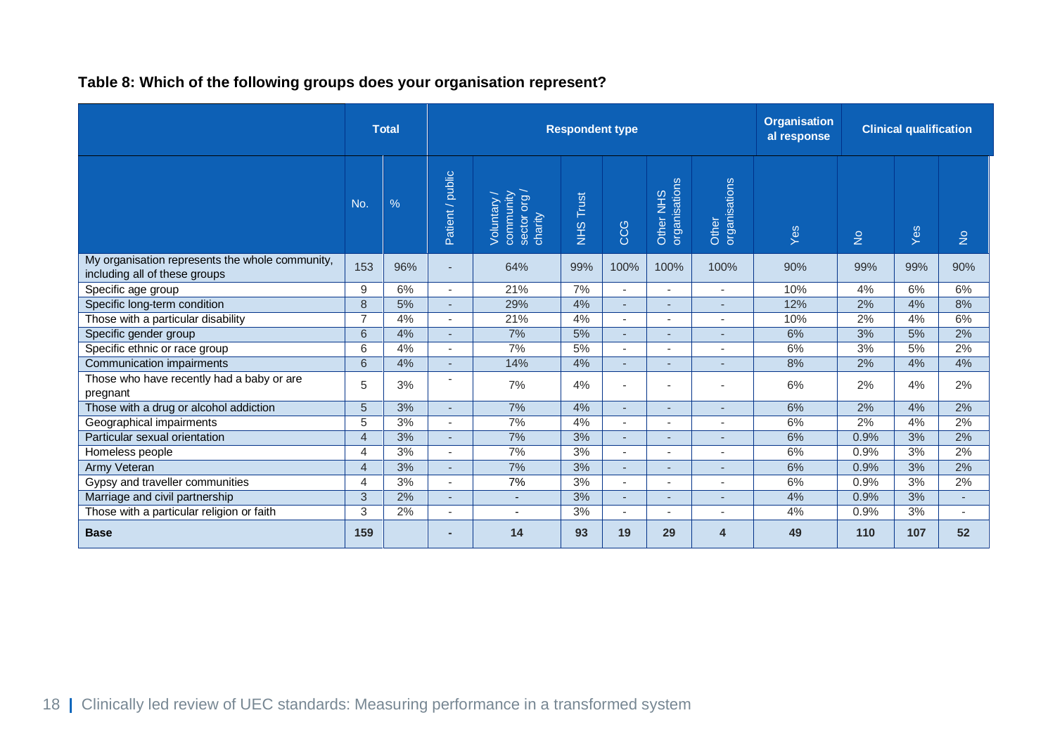**Table 8: Which of the following groups does your organisation represent?**

| | Total | | Respondent type | | | | | | Organisational response | | Clinical qualification | |
|---|---|---|---|---|---|---|---|---|---|---|---|---|
| | No. | % | Patient / public | Voluntary / community sector org / charity | NHS Trust | CCG | Other NHS organisations | Other organisations | Yes | No | Yes | No |
| My organisation represents the whole community, including all of these groups | 153 | 96% | - | 64% | 99% | 100% | 100% | 100% | 90% | 99% | 99% | 90% |
| Specific age group | 9 | 6% | - | 21% | 7% | - | - | - | 10% | 4% | 6% | 6% |
| Specific long-term condition | 8 | 5% | - | 29% | 4% | - | - | - | 12% | 2% | 4% | 8% |
| Those with a particular disability | 7 | 4% | - | 21% | 4% | - | - | - | 10% | 2% | 4% | 6% |
| Specific gender group | 6 | 4% | - | 7% | 5% | - | - | - | 6% | 3% | 5% | 2% |
| Specific ethnic or race group | 6 | 4% | - | 7% | 5% | - | - | - | 6% | 3% | 5% | 2% |
| Communication impairments | 6 | 4% | - | 14% | 4% | - | - | - | 8% | 2% | 4% | 4% |
| Those who have recently had a baby or are pregnant | 5 | 3% | - | 7% | 4% | - | - | - | 6% | 2% | 4% | 2% |
| Those with a drug or alcohol addiction | 5 | 3% | - | 7% | 4% | - | - | - | 6% | 2% | 4% | 2% |
| Geographical impairments | 5 | 3% | - | 7% | 4% | - | - | - | 6% | 2% | 4% | 2% |
| Particular sexual orientation | 4 | 3% | - | 7% | 3% | - | - | - | 6% | 0.9% | 3% | 2% |
| Homeless people | 4 | 3% | - | 7% | 3% | - | - | - | 6% | 0.9% | 3% | 2% |
| Army Veteran | 4 | 3% | - | 7% | 3% | - | - | - | 6% | 0.9% | 3% | 2% |
| Gypsy and traveller communities | 4 | 3% | - | 7% | 3% | - | - | - | 6% | 0.9% | 3% | 2% |
| Marriage and civil partnership | 3 | 2% | - | - | 3% | - | - | - | 4% | 0.9% | 3% | - |
| Those with a particular religion or faith | 3 | 2% | - | - | 3% | - | - | - | 4% | 0.9% | 3% | - |
| **Base** | **159** | | **-** | **14** | **93** | **19** | **29** | **4** | **49** | **110** | **107** | **52** |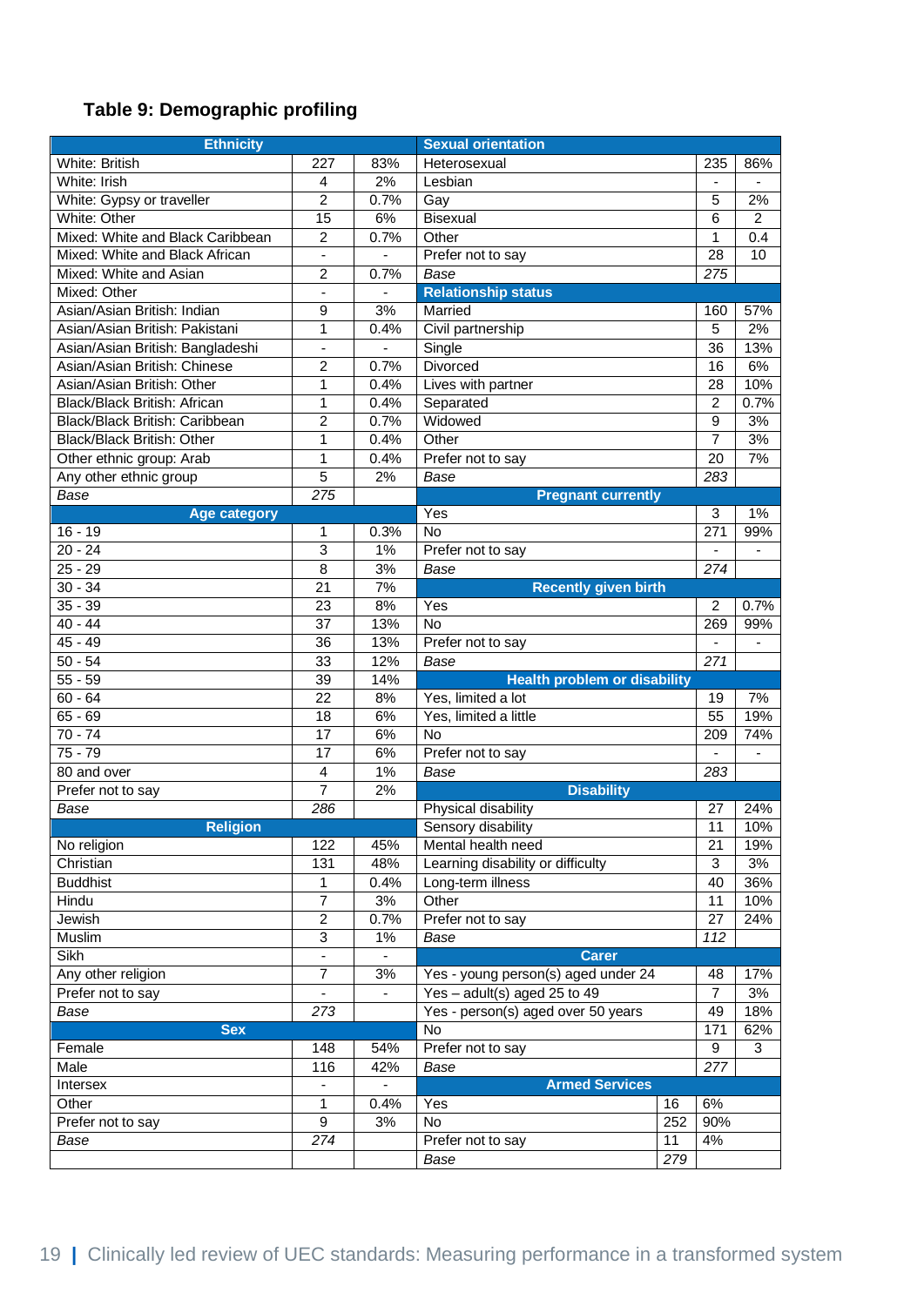### Table 9: Demographic profiling

| Ethnicity | | | Sexual orientation | | |
|---|---|---|---|---|---|
| White: British | 227 | 83% | Heterosexual | 235 | 86% |
| White: Irish | 4 | 2% | Lesbian | - | - |
| White: Gypsy or traveller | 2 | 0.7% | Gay | 5 | 2% |
| White: Other | 15 | 6% | Bisexual | 6 | 2 |
| Mixed: White and Black Caribbean | 2 | 0.7% | Other | 1 | 0.4 |
| Mixed: White and Black African | - | - | Prefer not to say | 28 | 10 |
| Mixed: White and Asian | 2 | 0.7% | *Base* | *275* | |
| Mixed: Other | - | - | **Relationship status** | | |
| Asian/Asian British: Indian | 9 | 3% | Married | 160 | 57% |
| Asian/Asian British: Pakistani | 1 | 0.4% | Civil partnership | 5 | 2% |
| Asian/Asian British: Bangladeshi | - | - | Single | 36 | 13% |
| Asian/Asian British: Chinese | 2 | 0.7% | Divorced | 16 | 6% |
| Asian/Asian British: Other | 1 | 0.4% | Lives with partner | 28 | 10% |
| Black/Black British: African | 1 | 0.4% | Separated | 2 | 0.7% |
| Black/Black British: Caribbean | 2 | 0.7% | Widowed | 9 | 3% |
| Black/Black British: Other | 1 | 0.4% | Other | 7 | 3% |
| Other ethnic group: Arab | 1 | 0.4% | Prefer not to say | 20 | 7% |
| Any other ethnic group | 5 | 2% | *Base* | *283* | |
| *Base* | *275* | | **Pregnant currently** | | |
| **Age category** | | | Yes | 3 | 1% |
| 16 - 19 | 1 | 0.3% | No | 271 | 99% |
| 20 - 24 | 3 | 1% | Prefer not to say | - | - |
| 25 - 29 | 8 | 3% | *Base* | *274* | |
| 30 - 34 | 21 | 7% | **Recently given birth** | | |
| 35 - 39 | 23 | 8% | Yes | 2 | 0.7% |
| 40 - 44 | 37 | 13% | No | 269 | 99% |
| 45 - 49 | 36 | 13% | Prefer not to say | - | - |
| 50 - 54 | 33 | 12% | *Base* | *271* | |
| 55 - 59 | 39 | 14% | **Health problem or disability** | | |
| 60 - 64 | 22 | 8% | Yes, limited a lot | 19 | 7% |
| 65 - 69 | 18 | 6% | Yes, limited a little | 55 | 19% |
| 70 - 74 | 17 | 6% | No | 209 | 74% |
| 75 - 79 | 17 | 6% | Prefer not to say | - | - |
| 80 and over | 4 | 1% | *Base* | *283* | |
| Prefer not to say | 7 | 2% | **Disability** | | |
| *Base* | *286* | | Physical disability | 27 | 24% |
| **Religion** | | | Sensory disability | 11 | 10% |
| No religion | 122 | 45% | Mental health need | 21 | 19% |
| Christian | 131 | 48% | Learning disability or difficulty | 3 | 3% |
| Buddhist | 1 | 0.4% | Long-term illness | 40 | 36% |
| Hindu | 7 | 3% | Other | 11 | 10% |
| Jewish | 2 | 0.7% | Prefer not to say | 27 | 24% |
| Muslim | 3 | 1% | *Base* | *112* | |
| Sikh | - | - | **Carer** | | |
| Any other religion | 7 | 3% | Yes - young person(s) aged under 24 | 48 | 17% |
| Prefer not to say | - | - | Yes – adult(s) aged 25 to 49 | 7 | 3% |
| *Base* | *273* | | Yes - person(s) aged over 50 years | 49 | 18% |
| **Sex** | | | No | 171 | 62% |
| Female | 148 | 54% | Prefer not to say | 9 | 3 |
| Male | 116 | 42% | *Base* | *277* | |
| Intersex | - | - | **Armed Services** | | |
| Other | 1 | 0.4% | Yes | 16 | 6% |
| Prefer not to say | 9 | 3% | No | 252 | 90% |
| *Base* | *274* | | Prefer not to say | 11 | 4% |
| | | | *Base* | *279* | |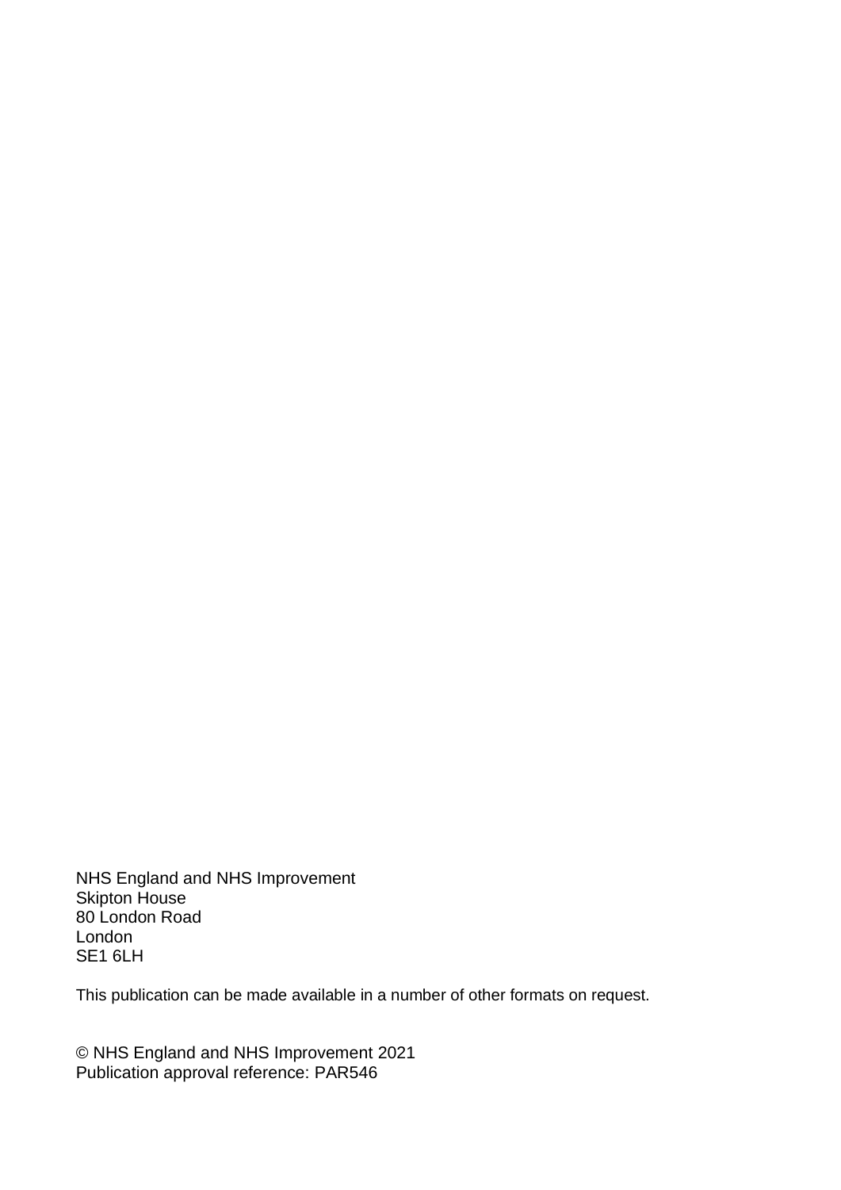NHS England and NHS Improvement
Skipton House
80 London Road
London
SE1 6LH

This publication can be made available in a number of other formats on request.

© NHS England and NHS Improvement 2021
Publication approval reference: PAR546